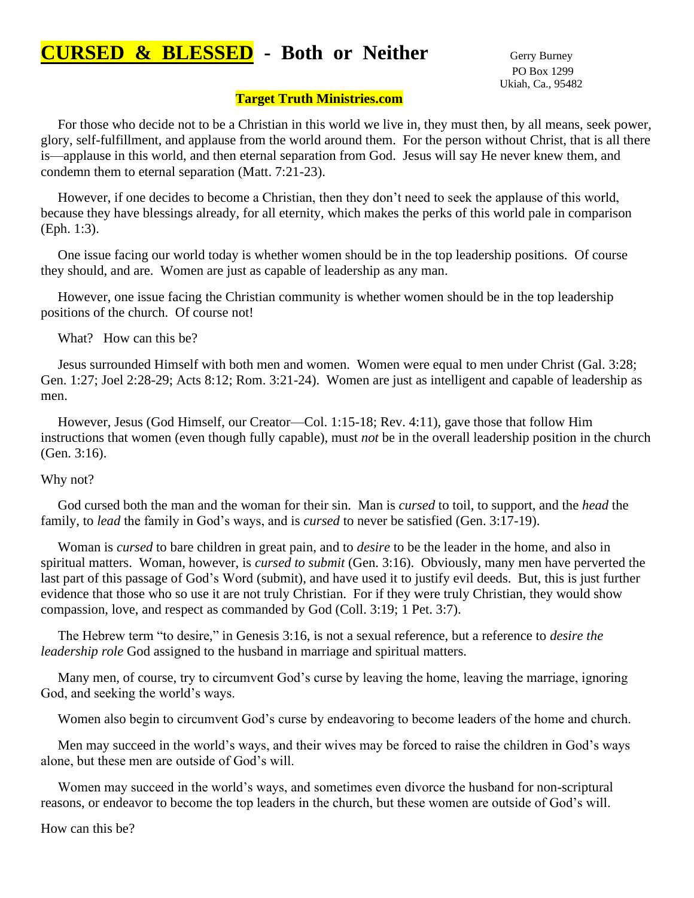# CURSED & BLESSED - Both or Neither

Gerry Burney
PO Box 1299
Ukiah, Ca., 95482

**Target Truth Ministries.com**

For those who decide not to be a Christian in this world we live in, they must then, by all means, seek power, glory, self-fulfillment, and applause from the world around them. For the person without Christ, that is all there is—applause in this world, and then eternal separation from God. Jesus will say He never knew them, and condemn them to eternal separation (Matt. 7:21-23).

However, if one decides to become a Christian, then they don't need to seek the applause of this world, because they have blessings already, for all eternity, which makes the perks of this world pale in comparison (Eph. 1:3).

One issue facing our world today is whether women should be in the top leadership positions. Of course they should, and are. Women are just as capable of leadership as any man.

However, one issue facing the Christian community is whether women should be in the top leadership positions of the church. Of course not!

What? How can this be?

Jesus surrounded Himself with both men and women. Women were equal to men under Christ (Gal. 3:28; Gen. 1:27; Joel 2:28-29; Acts 8:12; Rom. 3:21-24). Women are just as intelligent and capable of leadership as men.

However, Jesus (God Himself, our Creator—Col. 1:15-18; Rev. 4:11), gave those that follow Him instructions that women (even though fully capable), must *not* be in the overall leadership position in the church (Gen. 3:16).

Why not?

God cursed both the man and the woman for their sin. Man is *cursed* to toil, to support, and the *head* the family, to *lead* the family in God's ways, and is *cursed* to never be satisfied (Gen. 3:17-19).

Woman is *cursed* to bare children in great pain, and to *desire* to be the leader in the home, and also in spiritual matters. Woman, however, is *cursed to submit* (Gen. 3:16). Obviously, many men have perverted the last part of this passage of God's Word (submit), and have used it to justify evil deeds. But, this is just further evidence that those who so use it are not truly Christian. For if they were truly Christian, they would show compassion, love, and respect as commanded by God (Coll. 3:19; 1 Pet. 3:7).

The Hebrew term "to desire," in Genesis 3:16, is not a sexual reference, but a reference to *desire the leadership role* God assigned to the husband in marriage and spiritual matters.

Many men, of course, try to circumvent God's curse by leaving the home, leaving the marriage, ignoring God, and seeking the world's ways.

Women also begin to circumvent God's curse by endeavoring to become leaders of the home and church.

Men may succeed in the world's ways, and their wives may be forced to raise the children in God's ways alone, but these men are outside of God's will.

Women may succeed in the world's ways, and sometimes even divorce the husband for non-scriptural reasons, or endeavor to become the top leaders in the church, but these women are outside of God's will.

How can this be?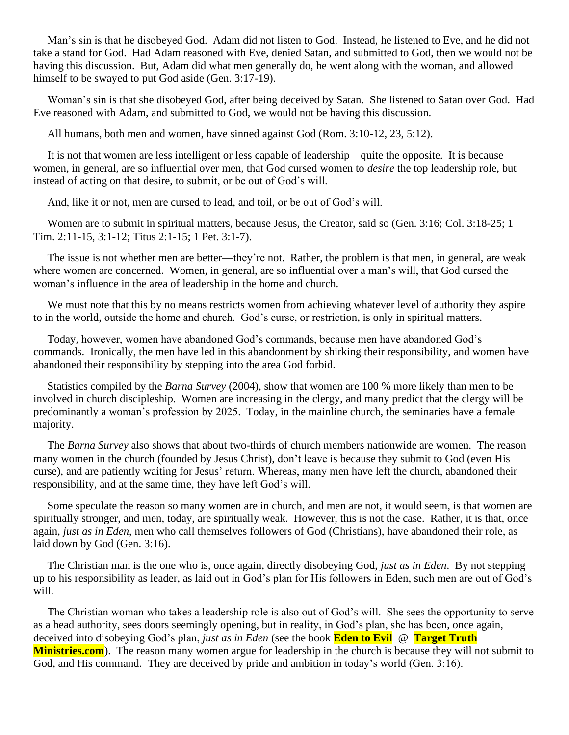Man's sin is that he disobeyed God. Adam did not listen to God. Instead, he listened to Eve, and he did not take a stand for God. Had Adam reasoned with Eve, denied Satan, and submitted to God, then we would not be having this discussion. But, Adam did what men generally do, he went along with the woman, and allowed himself to be swayed to put God aside (Gen. 3:17-19).

Woman's sin is that she disobeyed God, after being deceived by Satan. She listened to Satan over God. Had Eve reasoned with Adam, and submitted to God, we would not be having this discussion.

All humans, both men and women, have sinned against God (Rom. 3:10-12, 23, 5:12).

It is not that women are less intelligent or less capable of leadership—quite the opposite. It is because women, in general, are so influential over men, that God cursed women to *desire* the top leadership role, but instead of acting on that desire, to submit, or be out of God's will.

And, like it or not, men are cursed to lead, and toil, or be out of God's will.

Women are to submit in spiritual matters, because Jesus, the Creator, said so (Gen. 3:16; Col. 3:18-25; 1 Tim. 2:11-15, 3:1-12; Titus 2:1-15; 1 Pet. 3:1-7).

The issue is not whether men are better—they're not. Rather, the problem is that men, in general, are weak where women are concerned. Women, in general, are so influential over a man's will, that God cursed the woman's influence in the area of leadership in the home and church.

We must note that this by no means restricts women from achieving whatever level of authority they aspire to in the world, outside the home and church. God's curse, or restriction, is only in spiritual matters.

Today, however, women have abandoned God's commands, because men have abandoned God's commands. Ironically, the men have led in this abandonment by shirking their responsibility, and women have abandoned their responsibility by stepping into the area God forbid.

Statistics compiled by the *Barna Survey* (2004), show that women are 100 % more likely than men to be involved in church discipleship. Women are increasing in the clergy, and many predict that the clergy will be predominantly a woman's profession by 2025. Today, in the mainline church, the seminaries have a female majority.

The *Barna Survey* also shows that about two-thirds of church members nationwide are women. The reason many women in the church (founded by Jesus Christ), don't leave is because they submit to God (even His curse), and are patiently waiting for Jesus' return. Whereas, many men have left the church, abandoned their responsibility, and at the same time, they have left God's will.

Some speculate the reason so many women are in church, and men are not, it would seem, is that women are spiritually stronger, and men, today, are spiritually weak. However, this is not the case. Rather, it is that, once again, *just as in Eden*, men who call themselves followers of God (Christians), have abandoned their role, as laid down by God (Gen. 3:16).

The Christian man is the one who is, once again, directly disobeying God, *just as in Eden*. By not stepping up to his responsibility as leader, as laid out in God's plan for His followers in Eden, such men are out of God's will.

The Christian woman who takes a leadership role is also out of God's will. She sees the opportunity to serve as a head authority, sees doors seemingly opening, but in reality, in God's plan, she has been, once again, deceived into disobeying God's plan, *just as in Eden* (see the book **Eden to Evil** @ **Target Truth Ministries.com**). The reason many women argue for leadership in the church is because they will not submit to God, and His command. They are deceived by pride and ambition in today's world (Gen. 3:16).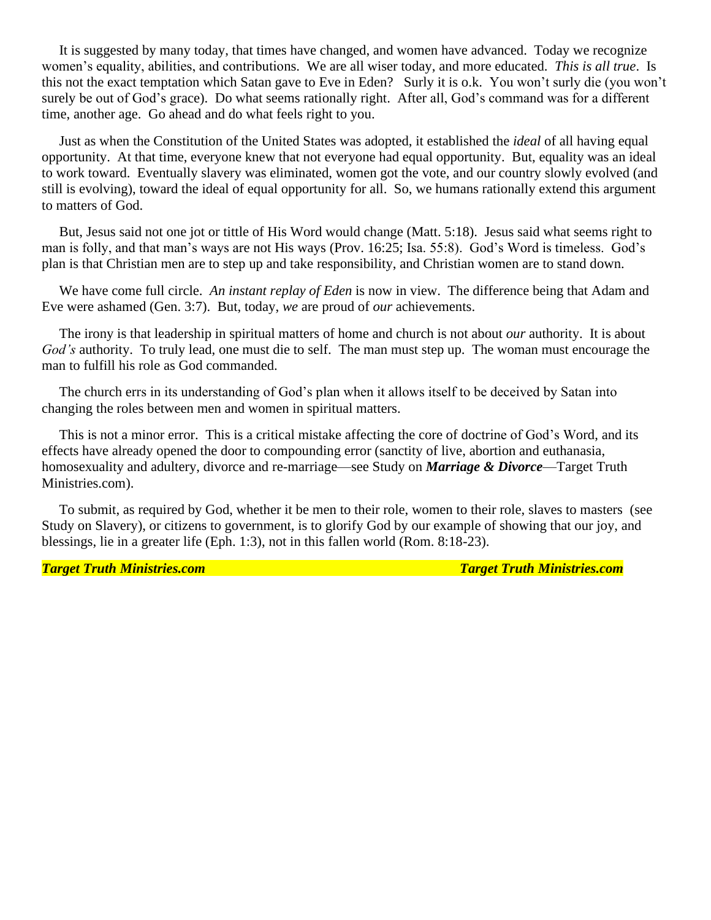It is suggested by many today, that times have changed, and women have advanced. Today we recognize women's equality, abilities, and contributions. We are all wiser today, and more educated. *This is all true*. Is this not the exact temptation which Satan gave to Eve in Eden? Surly it is o.k. You won't surly die (you won't surely be out of God's grace). Do what seems rationally right. After all, God's command was for a different time, another age. Go ahead and do what feels right to you.

Just as when the Constitution of the United States was adopted, it established the *ideal* of all having equal opportunity. At that time, everyone knew that not everyone had equal opportunity. But, equality was an ideal to work toward. Eventually slavery was eliminated, women got the vote, and our country slowly evolved (and still is evolving), toward the ideal of equal opportunity for all. So, we humans rationally extend this argument to matters of God.

But, Jesus said not one jot or tittle of His Word would change (Matt. 5:18). Jesus said what seems right to man is folly, and that man's ways are not His ways (Prov. 16:25; Isa. 55:8). God's Word is timeless. God's plan is that Christian men are to step up and take responsibility, and Christian women are to stand down.

We have come full circle. *An instant replay of Eden* is now in view. The difference being that Adam and Eve were ashamed (Gen. 3:7). But, today, *we* are proud of *our* achievements.

The irony is that leadership in spiritual matters of home and church is not about *our* authority. It is about *God's* authority. To truly lead, one must die to self. The man must step up. The woman must encourage the man to fulfill his role as God commanded.

The church errs in its understanding of God's plan when it allows itself to be deceived by Satan into changing the roles between men and women in spiritual matters.

This is not a minor error. This is a critical mistake affecting the core of doctrine of God's Word, and its effects have already opened the door to compounding error (sanctity of live, abortion and euthanasia, homosexuality and adultery, divorce and re-marriage—see Study on ***Marriage & Divorce***—Target Truth Ministries.com).

To submit, as required by God, whether it be men to their role, women to their role, slaves to masters (see Study on Slavery), or citizens to government, is to glorify God by our example of showing that our joy, and blessings, lie in a greater life (Eph. 1:3), not in this fallen world (Rom. 8:18-23).

***Target Truth Ministries.com*** ***Target Truth Ministries.com***